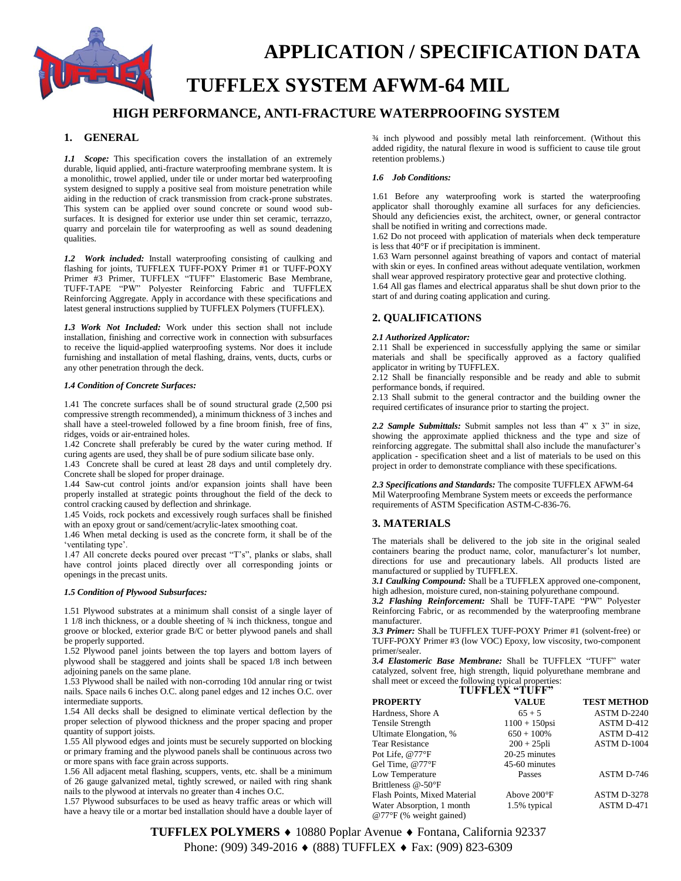# APPLICATION / SPECIFICATION DATA

# TUFFLEX SYSTEM AFWM-64 MIL

## HIGH PERFORMANCE, ANTI-FRACTURE WATERPROOFING SYSTEM

## 1. GENERAL

***1.1 Scope:*** This specification covers the installation of an extremely durable, liquid applied, anti-fracture waterproofing membrane system. It is a monolithic, trowel applied, under tile or under mortar bed waterproofing system designed to supply a positive seal from moisture penetration while aiding in the reduction of crack transmission from crack-prone substrates. This system can be applied over sound concrete or sound wood sub-surfaces. It is designed for exterior use under thin set ceramic, terrazzo, quarry and porcelain tile for waterproofing as well as sound deadening qualities.

***1.2 Work included:*** Install waterproofing consisting of caulking and flashing for joints, TUFFLEX TUFF-POXY Primer #1 or TUFF-POXY Primer #3 Primer, TUFFLEX "TUFF" Elastomeric Base Membrane, TUFF-TAPE "PW" Polyester Reinforcing Fabric and TUFFLEX Reinforcing Aggregate. Apply in accordance with these specifications and latest general instructions supplied by TUFFLEX Polymers (TUFFLEX).

***1.3 Work Not Included:*** Work under this section shall not include installation, finishing and corrective work in connection with subsurfaces to receive the liquid-applied waterproofing systems. Nor does it include furnishing and installation of metal flashing, drains, vents, ducts, curbs or any other penetration through the deck.

***1.4 Condition of Concrete Surfaces:***

1.41 The concrete surfaces shall be of sound structural grade (2,500 psi compressive strength recommended), a minimum thickness of 3 inches and shall have a steel-troweled followed by a fine broom finish, free of fins, ridges, voids or air-entrained holes.
1.42 Concrete shall preferably be cured by the water curing method. If curing agents are used, they shall be of pure sodium silicate base only.
1.43 Concrete shall be cured at least 28 days and until completely dry. Concrete shall be sloped for proper drainage.
1.44 Saw-cut control joints and/or expansion joints shall have been properly installed at strategic points throughout the field of the deck to control cracking caused by deflection and shrinkage.
1.45 Voids, rock pockets and excessively rough surfaces shall be finished with an epoxy grout or sand/cement/acrylic-latex smoothing coat.
1.46 When metal decking is used as the concrete form, it shall be of the 'ventilating type'.
1.47 All concrete decks poured over precast "T's", planks or slabs, shall have control joints placed directly over all corresponding joints or openings in the precast units.

***1.5 Condition of Plywood Subsurfaces:***

1.51 Plywood substrates at a minimum shall consist of a single layer of 1 1/8 inch thickness, or a double sheeting of ¾ inch thickness, tongue and groove or blocked, exterior grade B/C or better plywood panels and shall be properly supported.
1.52 Plywood panel joints between the top layers and bottom layers of plywood shall be staggered and joints shall be spaced 1/8 inch between adjoining panels on the same plane.
1.53 Plywood shall be nailed with non-corroding 10d annular ring or twist nails. Space nails 6 inches O.C. along panel edges and 12 inches O.C. over intermediate supports.
1.54 All decks shall be designed to eliminate vertical deflection by the proper selection of plywood thickness and the proper spacing and proper quantity of support joists.
1.55 All plywood edges and joints must be securely supported on blocking or primary framing and the plywood panels shall be continuous across two or more spans with face grain across supports.
1.56 All adjacent metal flashing, scuppers, vents, etc. shall be a minimum of 26 gauge galvanized metal, tightly screwed, or nailed with ring shank nails to the plywood at intervals no greater than 4 inches O.C.
1.57 Plywood subsurfaces to be used as heavy traffic areas or which will have a heavy tile or a mortar bed installation should have a double layer of ¾ inch plywood and possibly metal lath reinforcement. (Without this added rigidity, the natural flexure in wood is sufficient to cause tile grout retention problems.)

***1.6 Job Conditions:***

1.61 Before any waterproofing work is started the waterproofing applicator shall thoroughly examine all surfaces for any deficiencies. Should any deficiencies exist, the architect, owner, or general contractor shall be notified in writing and corrections made.
1.62 Do not proceed with application of materials when deck temperature is less that 40°F or if precipitation is imminent.
1.63 Warn personnel against breathing of vapors and contact of material with skin or eyes. In confined areas without adequate ventilation, workmen shall wear approved respiratory protective gear and protective clothing.
1.64 All gas flames and electrical apparatus shall be shut down prior to the start of and during coating application and curing.

## 2. QUALIFICATIONS

***2.1 Authorized Applicator:***
2.11 Shall be experienced in successfully applying the same or similar materials and shall be specifically approved as a factory qualified applicator in writing by TUFFLEX.
2.12 Shall be financially responsible and be ready and able to submit performance bonds, if required.
2.13 Shall submit to the general contractor and the building owner the required certificates of insurance prior to starting the project.

***2.2 Sample Submittals:*** Submit samples not less than 4" x 3" in size, showing the approximate applied thickness and the type and size of reinforcing aggregate. The submittal shall also include the manufacturer's application - specification sheet and a list of materials to be used on this project in order to demonstrate compliance with these specifications.

***2.3 Specifications and Standards:*** The composite TUFFLEX AFWM-64 Mil Waterproofing Membrane System meets or exceeds the performance requirements of ASTM Specification ASTM-C-836-76.

## 3. MATERIALS

The materials shall be delivered to the job site in the original sealed containers bearing the product name, color, manufacturer's lot number, directions for use and precautionary labels. All products listed are manufactured or supplied by TUFFLEX.
***3.1 Caulking Compound:*** Shall be a TUFFLEX approved one-component, high adhesion, moisture cured, non-staining polyurethane compound.
***3.2 Flashing Reinforcement:*** Shall be TUFF-TAPE "PW" Polyester Reinforcing Fabric, or as recommended by the waterproofing membrane manufacturer.
***3.3 Primer:*** Shall be TUFFLEX TUFF-POXY Primer #1 (solvent-free) or TUFF-POXY Primer #3 (low VOC) Epoxy, low viscosity, two-component primer/sealer.
***3.4 Elastomeric Base Membrane:*** Shall be TUFFLEX "TUFF" water catalyzed, solvent free, high strength, liquid polyurethane membrane and shall meet or exceed the following typical properties:

**TUFFLEX "TUFF"**

| PROPERTY | VALUE | TEST METHOD |
|---|---|---|
| Hardness, Shore A | 65 + 5 | ASTM D-2240 |
| Tensile Strength | 1100 + 150psi | ASTM D-412 |
| Ultimate Elongation, % | 650 + 100% | ASTM D-412 |
| Tear Resistance | 200 + 25pli | ASTM D-1004 |
| Pot Life, @77°F | 20-25 minutes | |
| Gel Time, @77°F | 45-60 minutes | |
| Low Temperature Brittleness @-50°F | Passes | ASTM D-746 |
| Flash Points, Mixed Material | Above 200°F | ASTM D-3278 |
| Water Absorption, 1 month @77°F (% weight gained) | 1.5% typical | ASTM D-471 |

**TUFFLEX POLYMERS** ♦ 10880 Poplar Avenue ♦ Fontana, California 92337
Phone: (909) 349-2016 ♦ (888) TUFFLEX ♦ Fax: (909) 823-6309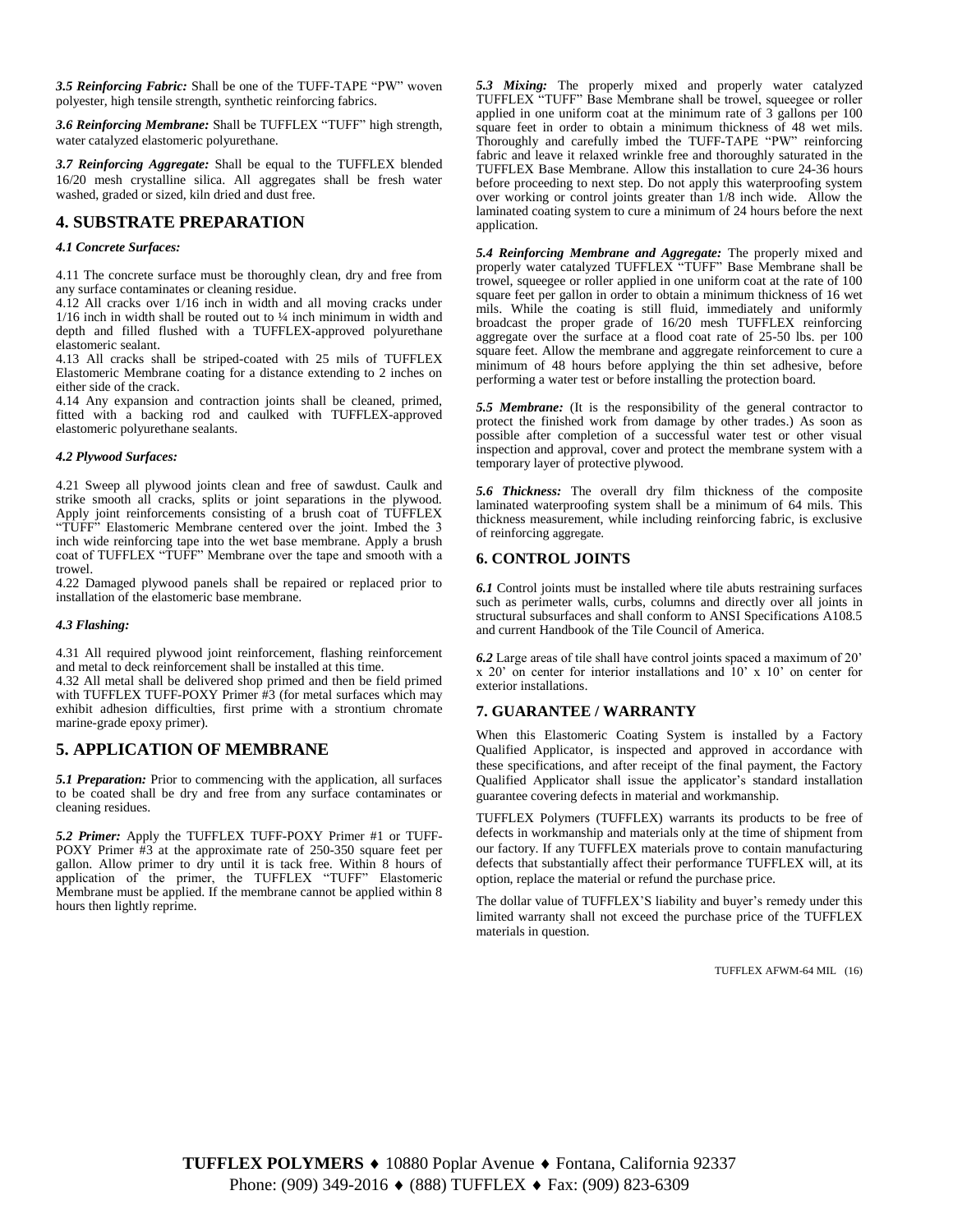***3.5 Reinforcing Fabric:*** Shall be one of the TUFF-TAPE "PW" woven polyester, high tensile strength, synthetic reinforcing fabrics.

***3.6 Reinforcing Membrane:*** Shall be TUFFLEX "TUFF" high strength, water catalyzed elastomeric polyurethane.

***3.7 Reinforcing Aggregate:*** Shall be equal to the TUFFLEX blended 16/20 mesh crystalline silica. All aggregates shall be fresh water washed, graded or sized, kiln dried and dust free.

## 4. SUBSTRATE PREPARATION

#### *4.1 Concrete Surfaces:*

4.11 The concrete surface must be thoroughly clean, dry and free from any surface contaminates or cleaning residue.
4.12 All cracks over 1/16 inch in width and all moving cracks under 1/16 inch in width shall be routed out to ¼ inch minimum in width and depth and filled flushed with a TUFFLEX-approved polyurethane elastomeric sealant.
4.13 All cracks shall be striped-coated with 25 mils of TUFFLEX Elastomeric Membrane coating for a distance extending to 2 inches on either side of the crack.
4.14 Any expansion and contraction joints shall be cleaned, primed, fitted with a backing rod and caulked with TUFFLEX-approved elastomeric polyurethane sealants.

#### *4.2 Plywood Surfaces:*

4.21 Sweep all plywood joints clean and free of sawdust. Caulk and strike smooth all cracks, splits or joint separations in the plywood. Apply joint reinforcements consisting of a brush coat of TUFFLEX "TUFF" Elastomeric Membrane centered over the joint. Imbed the 3 inch wide reinforcing tape into the wet base membrane. Apply a brush coat of TUFFLEX "TUFF" Membrane over the tape and smooth with a trowel.
4.22 Damaged plywood panels shall be repaired or replaced prior to installation of the elastomeric base membrane.

#### *4.3 Flashing:*

4.31 All required plywood joint reinforcement, flashing reinforcement and metal to deck reinforcement shall be installed at this time.
4.32 All metal shall be delivered shop primed and then be field primed with TUFFLEX TUFF-POXY Primer #3 (for metal surfaces which may exhibit adhesion difficulties, first prime with a strontium chromate marine-grade epoxy primer).

## 5. APPLICATION OF MEMBRANE

***5.1 Preparation:*** Prior to commencing with the application, all surfaces to be coated shall be dry and free from any surface contaminates or cleaning residues.

***5.2 Primer:*** Apply the TUFFLEX TUFF-POXY Primer #1 or TUFF-POXY Primer #3 at the approximate rate of 250-350 square feet per gallon. Allow primer to dry until it is tack free. Within 8 hours of application of the primer, the TUFFLEX "TUFF" Elastomeric Membrane must be applied. If the membrane cannot be applied within 8 hours then lightly reprime.

***5.3 Mixing:*** The properly mixed and properly water catalyzed TUFFLEX "TUFF" Base Membrane shall be trowel, squeegee or roller applied in one uniform coat at the minimum rate of 3 gallons per 100 square feet in order to obtain a minimum thickness of 48 wet mils. Thoroughly and carefully imbed the TUFF-TAPE "PW" reinforcing fabric and leave it relaxed wrinkle free and thoroughly saturated in the TUFFLEX Base Membrane. Allow this installation to cure 24-36 hours before proceeding to next step. Do not apply this waterproofing system over working or control joints greater than 1/8 inch wide. Allow the laminated coating system to cure a minimum of 24 hours before the next application.

***5.4 Reinforcing Membrane and Aggregate:*** The properly mixed and properly water catalyzed TUFFLEX "TUFF" Base Membrane shall be trowel, squeegee or roller applied in one uniform coat at the rate of 100 square feet per gallon in order to obtain a minimum thickness of 16 wet mils. While the coating is still fluid, immediately and uniformly broadcast the proper grade of 16/20 mesh TUFFLEX reinforcing aggregate over the surface at a flood coat rate of 25-50 lbs. per 100 square feet. Allow the membrane and aggregate reinforcement to cure a minimum of 48 hours before applying the thin set adhesive, before performing a water test or before installing the protection board.

***5.5 Membrane:*** (It is the responsibility of the general contractor to protect the finished work from damage by other trades.) As soon as possible after completion of a successful water test or other visual inspection and approval, cover and protect the membrane system with a temporary layer of protective plywood.

***5.6 Thickness:*** The overall dry film thickness of the composite laminated waterproofing system shall be a minimum of 64 mils. This thickness measurement, while including reinforcing fabric, is exclusive of reinforcing aggregate.

## 6. CONTROL JOINTS

***6.1*** Control joints must be installed where tile abuts restraining surfaces such as perimeter walls, curbs, columns and directly over all joints in structural subsurfaces and shall conform to ANSI Specifications A108.5 and current Handbook of the Tile Council of America.

***6.2*** Large areas of tile shall have control joints spaced a maximum of 20' x 20' on center for interior installations and 10' x 10' on center for exterior installations.

## 7. GUARANTEE / WARRANTY

When this Elastomeric Coating System is installed by a Factory Qualified Applicator, is inspected and approved in accordance with these specifications, and after receipt of the final payment, the Factory Qualified Applicator shall issue the applicator's standard installation guarantee covering defects in material and workmanship.

TUFFLEX Polymers (TUFFLEX) warrants its products to be free of defects in workmanship and materials only at the time of shipment from our factory. If any TUFFLEX materials prove to contain manufacturing defects that substantially affect their performance TUFFLEX will, at its option, replace the material or refund the purchase price.

The dollar value of TUFFLEX'S liability and buyer's remedy under this limited warranty shall not exceed the purchase price of the TUFFLEX materials in question.

TUFFLEX AFWM-64 MIL (16)

**TUFFLEX POLYMERS** ♦ 10880 Poplar Avenue ♦ Fontana, California 92337
Phone: (909) 349-2016 ♦ (888) TUFFLEX ♦ Fax: (909) 823-6309